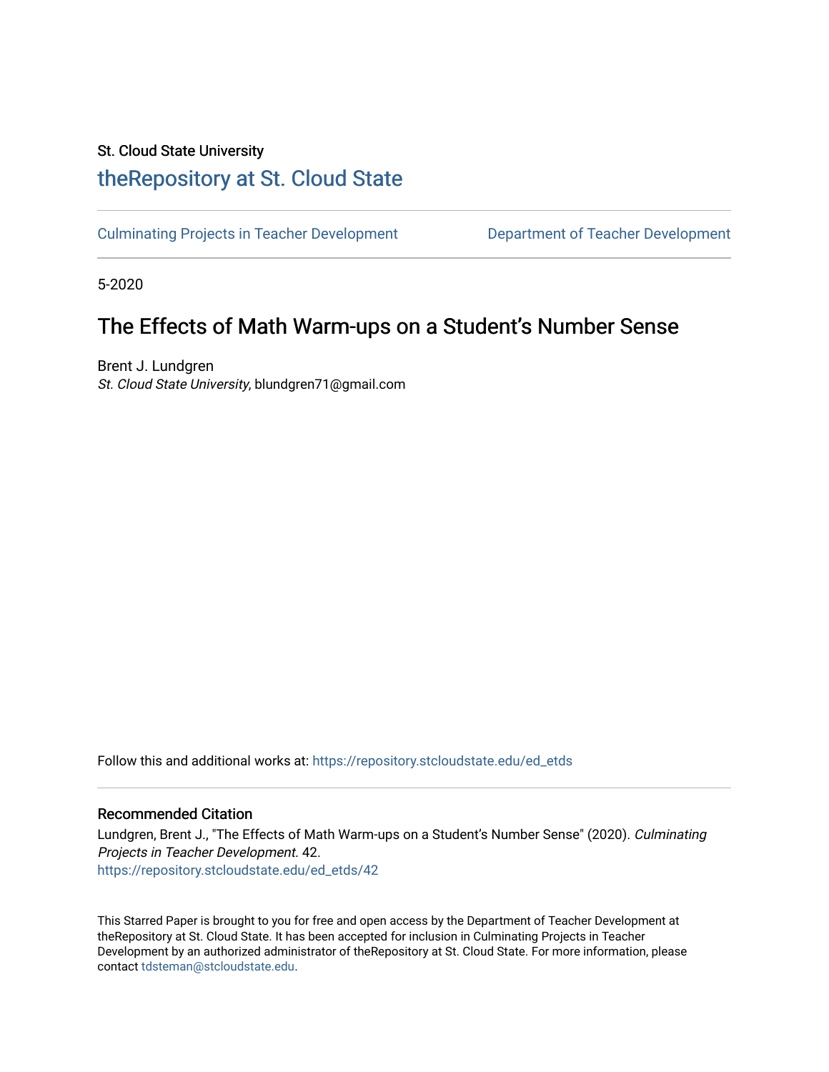St. Cloud State University

# theRepository at St. Cloud State

Culminating Projects in Teacher Development | Department of Teacher Development

5-2020

## The Effects of Math Warm-ups on a Student's Number Sense

Brent J. Lundgren

*St. Cloud State University*, blundgren71@gmail.com

Follow this and additional works at: https://repository.stcloudstate.edu/ed_etds

### Recommended Citation

Lundgren, Brent J., "The Effects of Math Warm-ups on a Student's Number Sense" (2020). *Culminating Projects in Teacher Development*. 42.

https://repository.stcloudstate.edu/ed_etds/42

This Starred Paper is brought to you for free and open access by the Department of Teacher Development at theRepository at St. Cloud State. It has been accepted for inclusion in Culminating Projects in Teacher Development by an authorized administrator of theRepository at St. Cloud State. For more information, please contact tdsteman@stcloudstate.edu.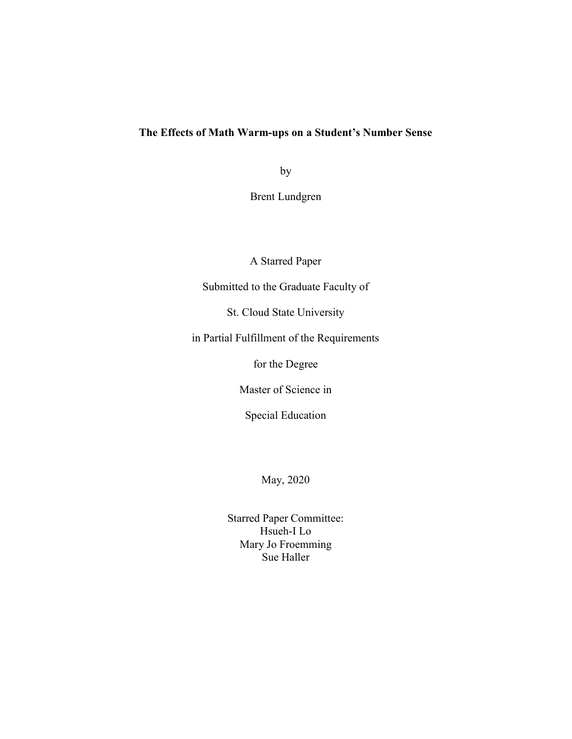**The Effects of Math Warm-ups on a Student's Number Sense**

by

Brent Lundgren

A Starred Paper

Submitted to the Graduate Faculty of

St. Cloud State University

in Partial Fulfillment of the Requirements

for the Degree

Master of Science in

Special Education

May, 2020

Starred Paper Committee:
Hsueh-I Lo
Mary Jo Froemming
Sue Haller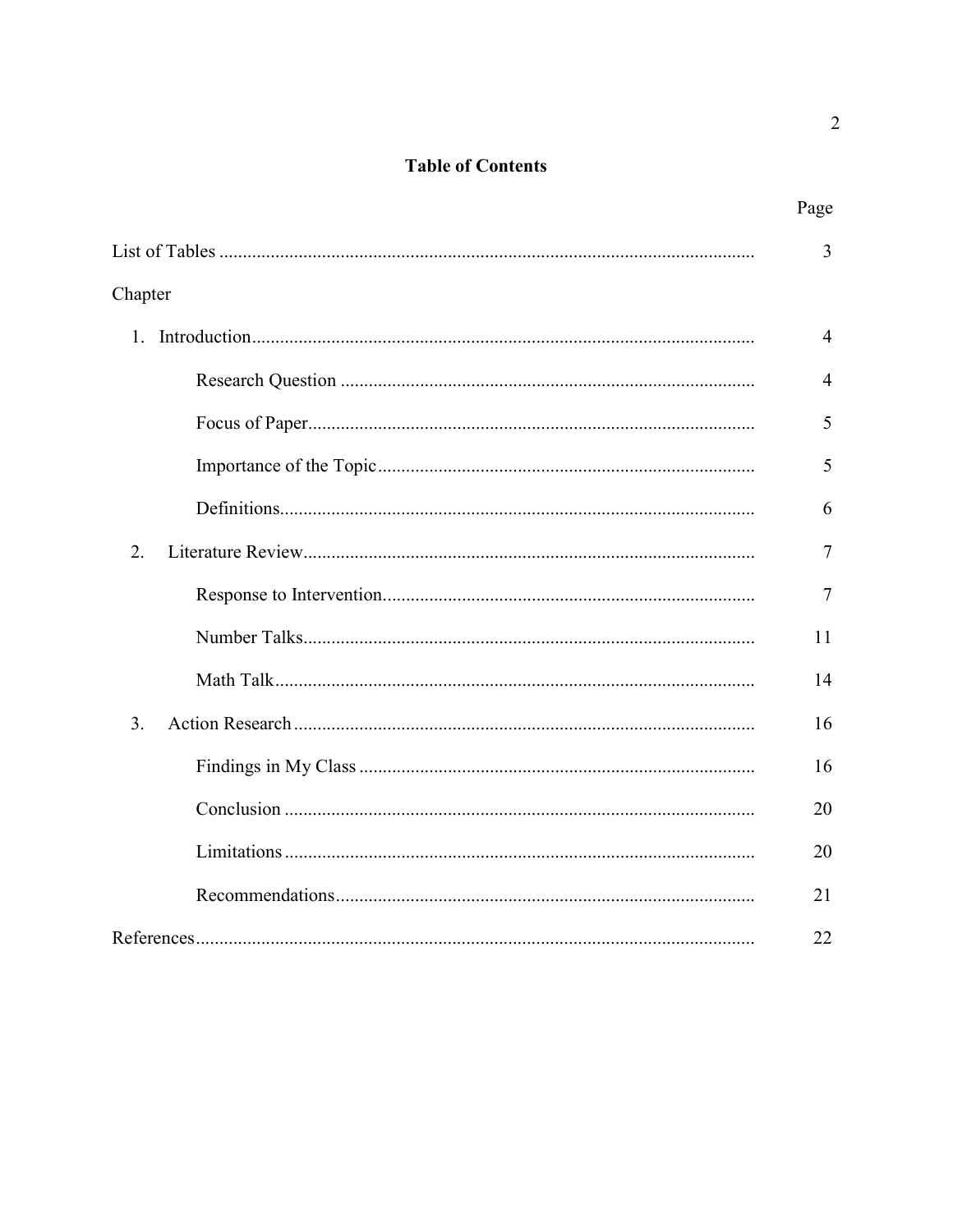# Table of Contents

| | Page |
|---|---|
| List of Tables | 3 |
| Chapter | |
| 1. Introduction | 4 |
| Research Question | 4 |
| Focus of Paper | 5 |
| Importance of the Topic | 5 |
| Definitions | 6 |
| 2. Literature Review | 7 |
| Response to Intervention | 7 |
| Number Talks | 11 |
| Math Talk | 14 |
| 3. Action Research | 16 |
| Findings in My Class | 16 |
| Conclusion | 20 |
| Limitations | 20 |
| Recommendations | 21 |
| References | 22 |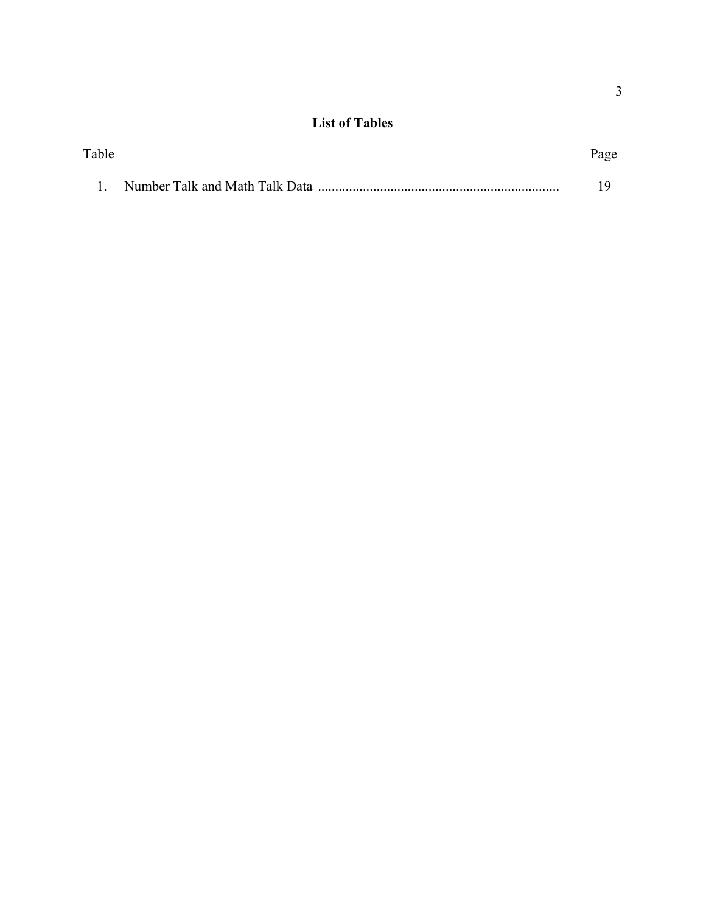## List of Tables

| Table | | Page |
|---|---|---|
| 1. | Number Talk and Math Talk Data | 19 |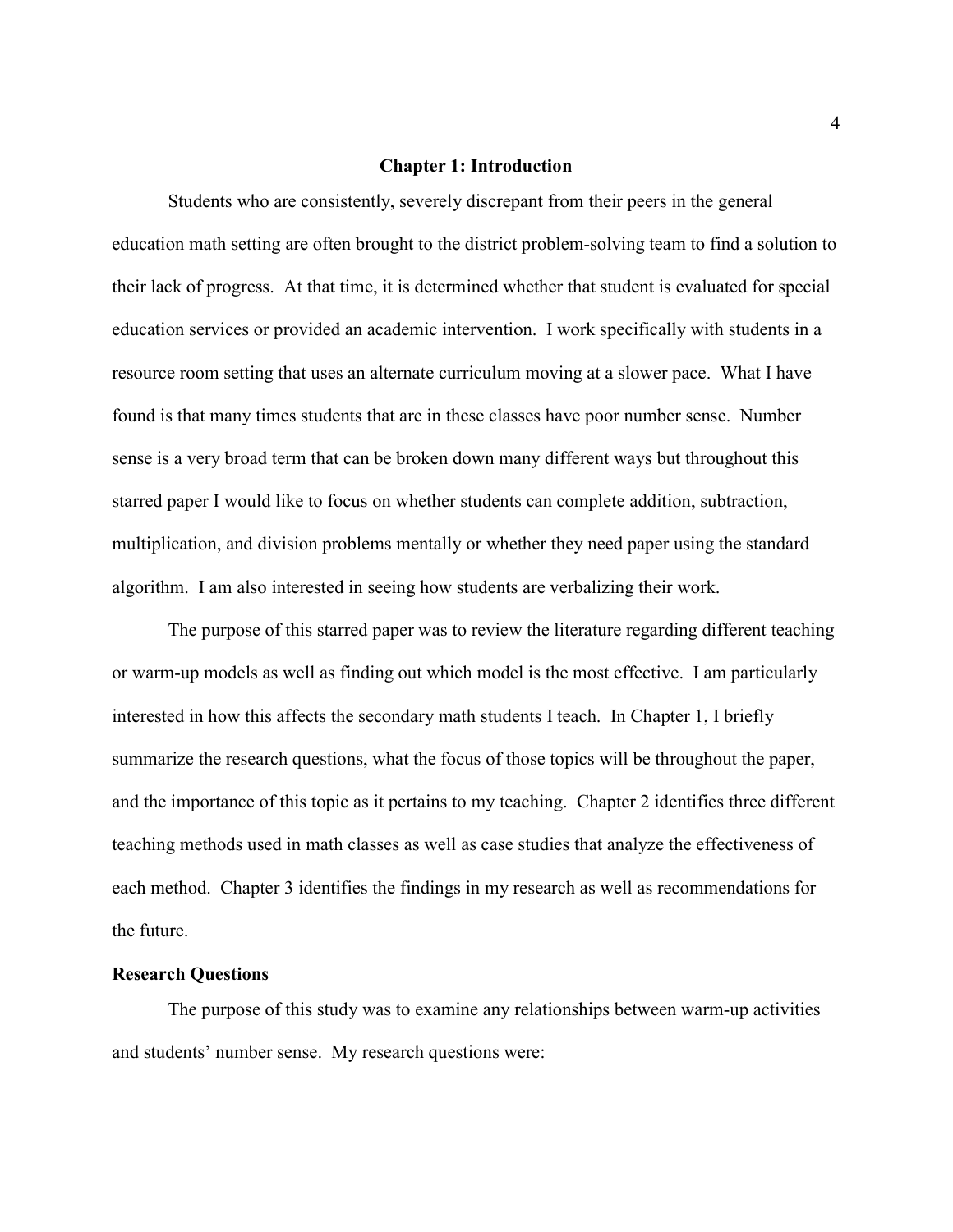# Chapter 1: Introduction

Students who are consistently, severely discrepant from their peers in the general education math setting are often brought to the district problem-solving team to find a solution to their lack of progress. At that time, it is determined whether that student is evaluated for special education services or provided an academic intervention. I work specifically with students in a resource room setting that uses an alternate curriculum moving at a slower pace. What I have found is that many times students that are in these classes have poor number sense. Number sense is a very broad term that can be broken down many different ways but throughout this starred paper I would like to focus on whether students can complete addition, subtraction, multiplication, and division problems mentally or whether they need paper using the standard algorithm. I am also interested in seeing how students are verbalizing their work.

The purpose of this starred paper was to review the literature regarding different teaching or warm-up models as well as finding out which model is the most effective. I am particularly interested in how this affects the secondary math students I teach. In Chapter 1, I briefly summarize the research questions, what the focus of those topics will be throughout the paper, and the importance of this topic as it pertains to my teaching. Chapter 2 identifies three different teaching methods used in math classes as well as case studies that analyze the effectiveness of each method. Chapter 3 identifies the findings in my research as well as recommendations for the future.

## Research Questions

The purpose of this study was to examine any relationships between warm-up activities and students' number sense. My research questions were: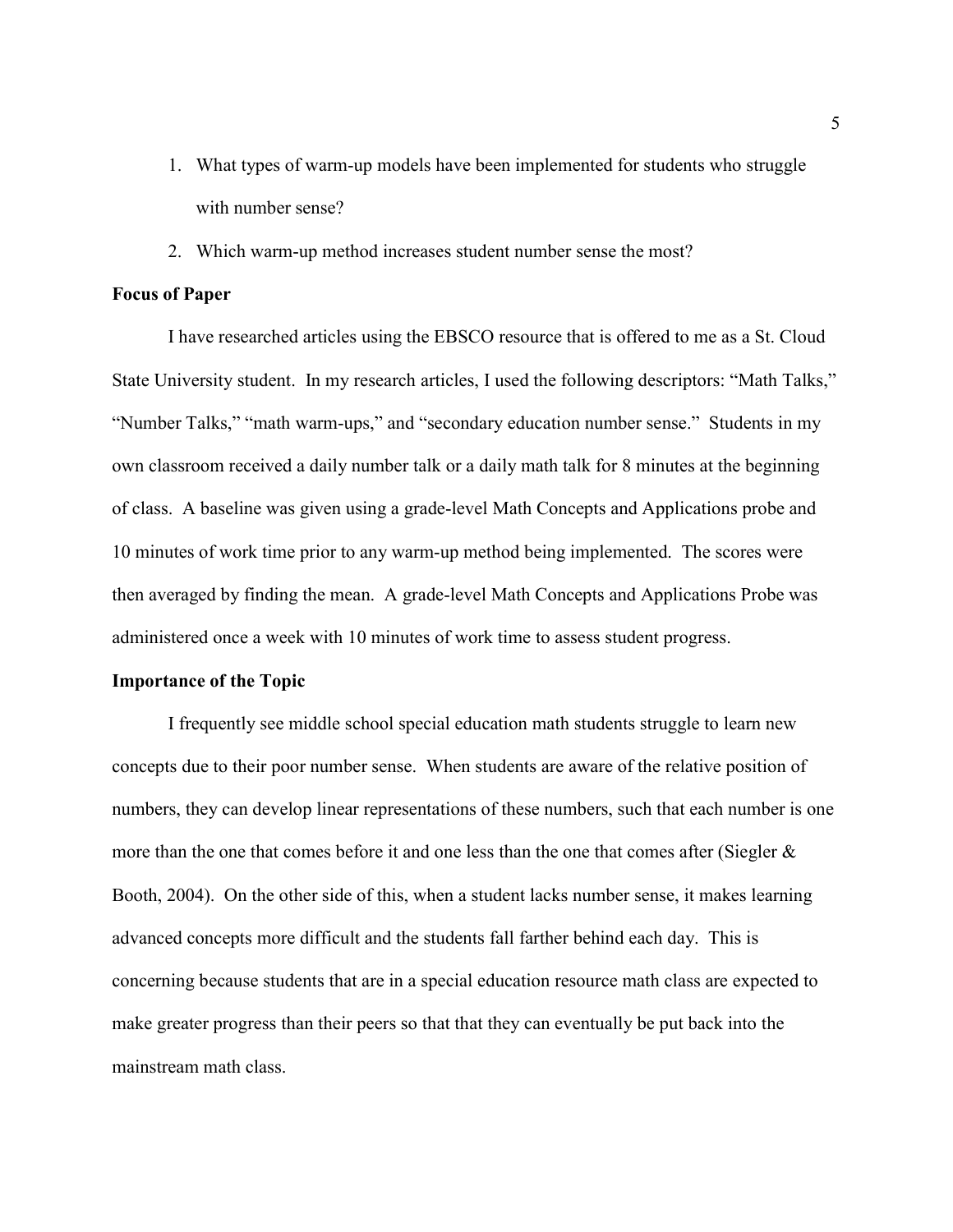1. What types of warm-up models have been implemented for students who struggle with number sense?
2. Which warm-up method increases student number sense the most?

**Focus of Paper**

I have researched articles using the EBSCO resource that is offered to me as a St. Cloud State University student. In my research articles, I used the following descriptors: "Math Talks," "Number Talks," "math warm-ups," and "secondary education number sense." Students in my own classroom received a daily number talk or a daily math talk for 8 minutes at the beginning of class. A baseline was given using a grade-level Math Concepts and Applications probe and 10 minutes of work time prior to any warm-up method being implemented. The scores were then averaged by finding the mean. A grade-level Math Concepts and Applications Probe was administered once a week with 10 minutes of work time to assess student progress.

**Importance of the Topic**

I frequently see middle school special education math students struggle to learn new concepts due to their poor number sense. When students are aware of the relative position of numbers, they can develop linear representations of these numbers, such that each number is one more than the one that comes before it and one less than the one that comes after (Siegler & Booth, 2004). On the other side of this, when a student lacks number sense, it makes learning advanced concepts more difficult and the students fall farther behind each day. This is concerning because students that are in a special education resource math class are expected to make greater progress than their peers so that that they can eventually be put back into the mainstream math class.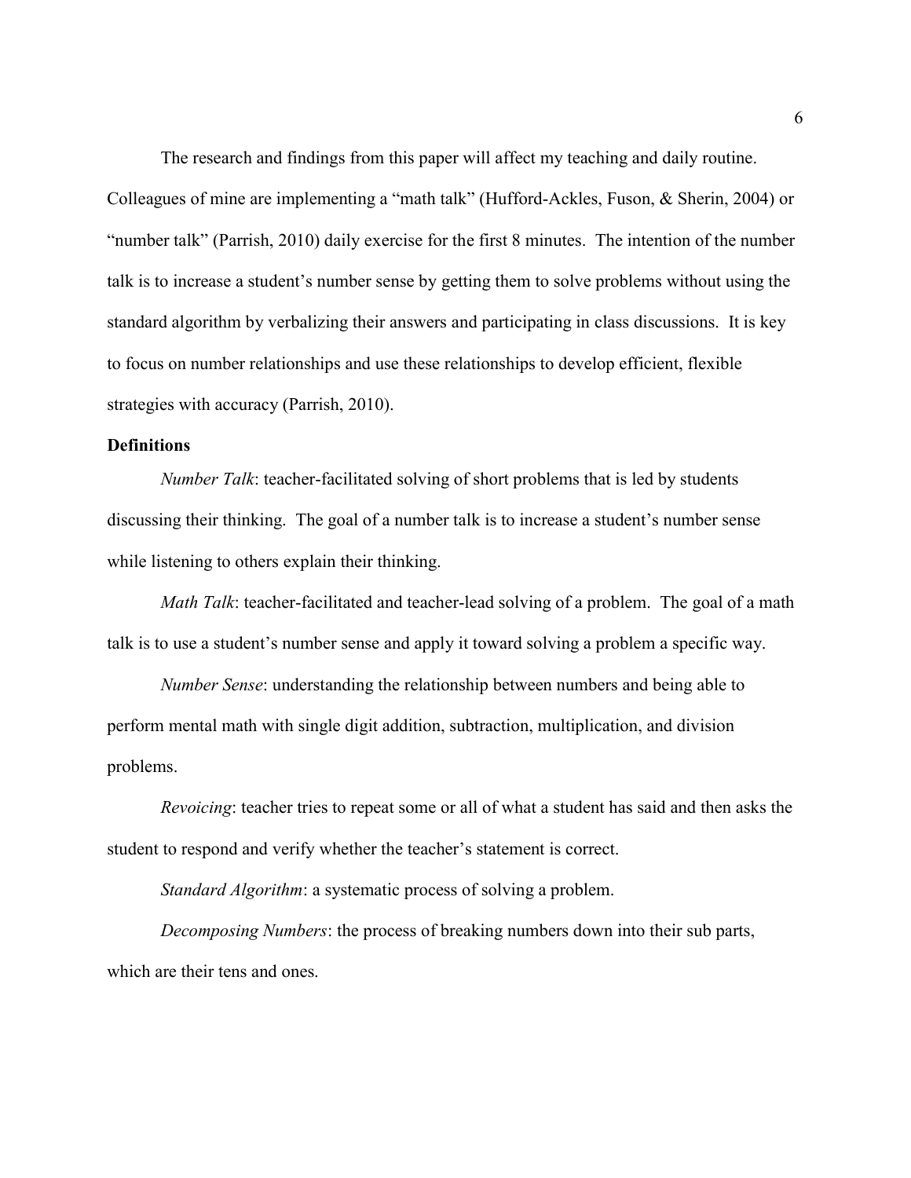The research and findings from this paper will affect my teaching and daily routine. Colleagues of mine are implementing a "math talk" (Hufford-Ackles, Fuson, & Sherin, 2004) or "number talk" (Parrish, 2010) daily exercise for the first 8 minutes. The intention of the number talk is to increase a student's number sense by getting them to solve problems without using the standard algorithm by verbalizing their answers and participating in class discussions. It is key to focus on number relationships and use these relationships to develop efficient, flexible strategies with accuracy (Parrish, 2010).

**Definitions**

*Number Talk*: teacher-facilitated solving of short problems that is led by students discussing their thinking. The goal of a number talk is to increase a student's number sense while listening to others explain their thinking.

*Math Talk*: teacher-facilitated and teacher-lead solving of a problem. The goal of a math talk is to use a student's number sense and apply it toward solving a problem a specific way.

*Number Sense*: understanding the relationship between numbers and being able to perform mental math with single digit addition, subtraction, multiplication, and division problems.

*Revoicing*: teacher tries to repeat some or all of what a student has said and then asks the student to respond and verify whether the teacher's statement is correct.

*Standard Algorithm*: a systematic process of solving a problem.

*Decomposing Numbers*: the process of breaking numbers down into their sub parts, which are their tens and ones.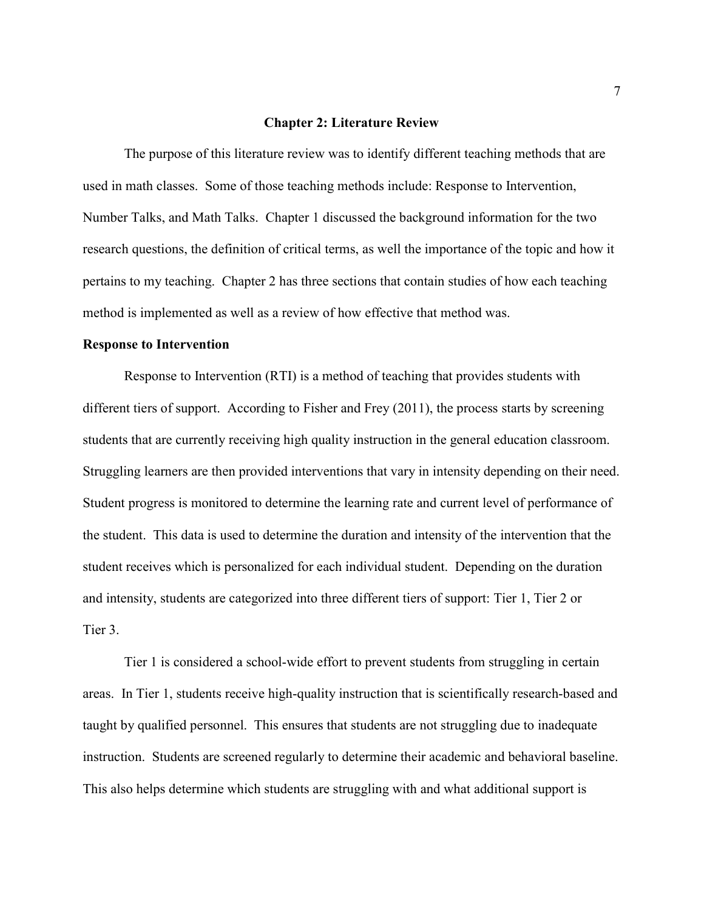# Chapter 2: Literature Review

The purpose of this literature review was to identify different teaching methods that are used in math classes. Some of those teaching methods include: Response to Intervention, Number Talks, and Math Talks. Chapter 1 discussed the background information for the two research questions, the definition of critical terms, as well the importance of the topic and how it pertains to my teaching. Chapter 2 has three sections that contain studies of how each teaching method is implemented as well as a review of how effective that method was.

## Response to Intervention

Response to Intervention (RTI) is a method of teaching that provides students with different tiers of support. According to Fisher and Frey (2011), the process starts by screening students that are currently receiving high quality instruction in the general education classroom. Struggling learners are then provided interventions that vary in intensity depending on their need. Student progress is monitored to determine the learning rate and current level of performance of the student. This data is used to determine the duration and intensity of the intervention that the student receives which is personalized for each individual student. Depending on the duration and intensity, students are categorized into three different tiers of support: Tier 1, Tier 2 or Tier 3.

Tier 1 is considered a school-wide effort to prevent students from struggling in certain areas. In Tier 1, students receive high-quality instruction that is scientifically research-based and taught by qualified personnel. This ensures that students are not struggling due to inadequate instruction. Students are screened regularly to determine their academic and behavioral baseline. This also helps determine which students are struggling with and what additional support is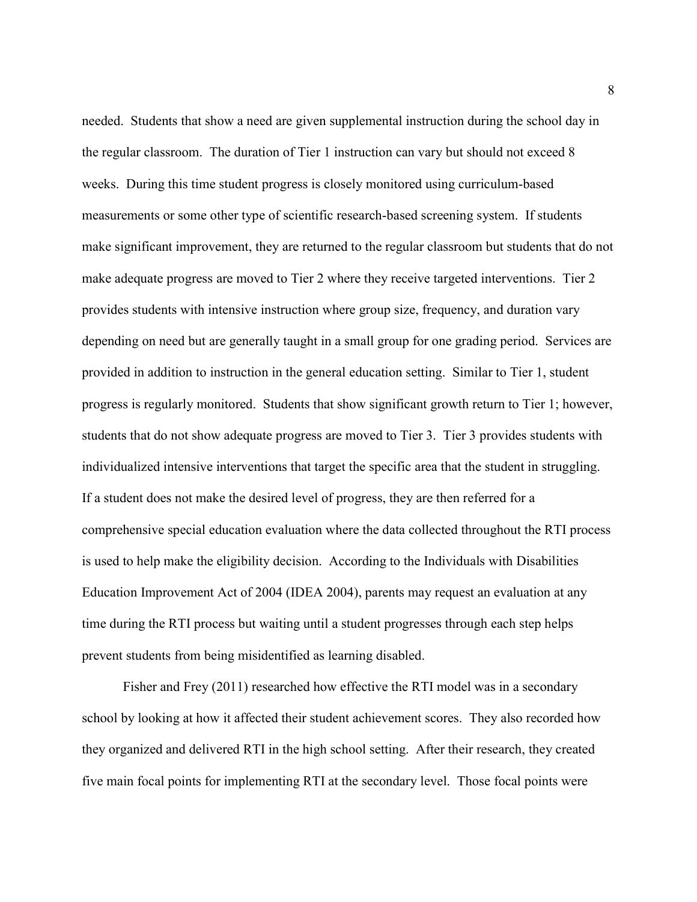needed. Students that show a need are given supplemental instruction during the school day in the regular classroom. The duration of Tier 1 instruction can vary but should not exceed 8 weeks. During this time student progress is closely monitored using curriculum-based measurements or some other type of scientific research-based screening system. If students make significant improvement, they are returned to the regular classroom but students that do not make adequate progress are moved to Tier 2 where they receive targeted interventions. Tier 2 provides students with intensive instruction where group size, frequency, and duration vary depending on need but are generally taught in a small group for one grading period. Services are provided in addition to instruction in the general education setting. Similar to Tier 1, student progress is regularly monitored. Students that show significant growth return to Tier 1; however, students that do not show adequate progress are moved to Tier 3. Tier 3 provides students with individualized intensive interventions that target the specific area that the student in struggling. If a student does not make the desired level of progress, they are then referred for a comprehensive special education evaluation where the data collected throughout the RTI process is used to help make the eligibility decision. According to the Individuals with Disabilities Education Improvement Act of 2004 (IDEA 2004), parents may request an evaluation at any time during the RTI process but waiting until a student progresses through each step helps prevent students from being misidentified as learning disabled.

Fisher and Frey (2011) researched how effective the RTI model was in a secondary school by looking at how it affected their student achievement scores. They also recorded how they organized and delivered RTI in the high school setting. After their research, they created five main focal points for implementing RTI at the secondary level. Those focal points were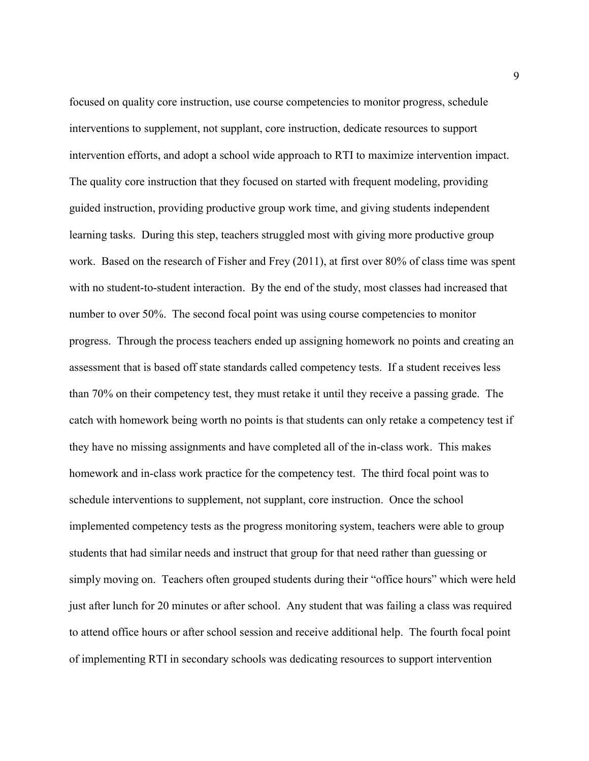focused on quality core instruction, use course competencies to monitor progress, schedule interventions to supplement, not supplant, core instruction, dedicate resources to support intervention efforts, and adopt a school wide approach to RTI to maximize intervention impact. The quality core instruction that they focused on started with frequent modeling, providing guided instruction, providing productive group work time, and giving students independent learning tasks. During this step, teachers struggled most with giving more productive group work. Based on the research of Fisher and Frey (2011), at first over 80% of class time was spent with no student-to-student interaction. By the end of the study, most classes had increased that number to over 50%. The second focal point was using course competencies to monitor progress. Through the process teachers ended up assigning homework no points and creating an assessment that is based off state standards called competency tests. If a student receives less than 70% on their competency test, they must retake it until they receive a passing grade. The catch with homework being worth no points is that students can only retake a competency test if they have no missing assignments and have completed all of the in-class work. This makes homework and in-class work practice for the competency test. The third focal point was to schedule interventions to supplement, not supplant, core instruction. Once the school implemented competency tests as the progress monitoring system, teachers were able to group students that had similar needs and instruct that group for that need rather than guessing or simply moving on. Teachers often grouped students during their "office hours" which were held just after lunch for 20 minutes or after school. Any student that was failing a class was required to attend office hours or after school session and receive additional help. The fourth focal point of implementing RTI in secondary schools was dedicating resources to support intervention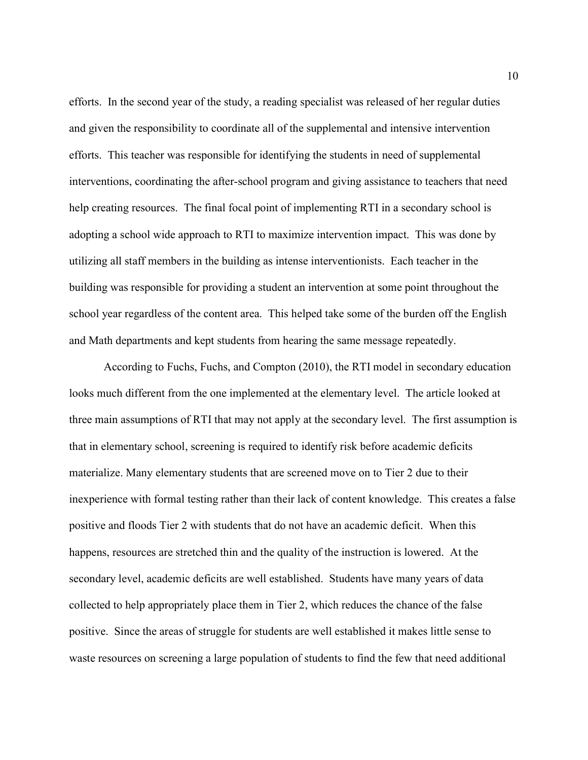efforts. In the second year of the study, a reading specialist was released of her regular duties and given the responsibility to coordinate all of the supplemental and intensive intervention efforts. This teacher was responsible for identifying the students in need of supplemental interventions, coordinating the after-school program and giving assistance to teachers that need help creating resources. The final focal point of implementing RTI in a secondary school is adopting a school wide approach to RTI to maximize intervention impact. This was done by utilizing all staff members in the building as intense interventionists. Each teacher in the building was responsible for providing a student an intervention at some point throughout the school year regardless of the content area. This helped take some of the burden off the English and Math departments and kept students from hearing the same message repeatedly.

According to Fuchs, Fuchs, and Compton (2010), the RTI model in secondary education looks much different from the one implemented at the elementary level. The article looked at three main assumptions of RTI that may not apply at the secondary level. The first assumption is that in elementary school, screening is required to identify risk before academic deficits materialize. Many elementary students that are screened move on to Tier 2 due to their inexperience with formal testing rather than their lack of content knowledge. This creates a false positive and floods Tier 2 with students that do not have an academic deficit. When this happens, resources are stretched thin and the quality of the instruction is lowered. At the secondary level, academic deficits are well established. Students have many years of data collected to help appropriately place them in Tier 2, which reduces the chance of the false positive. Since the areas of struggle for students are well established it makes little sense to waste resources on screening a large population of students to find the few that need additional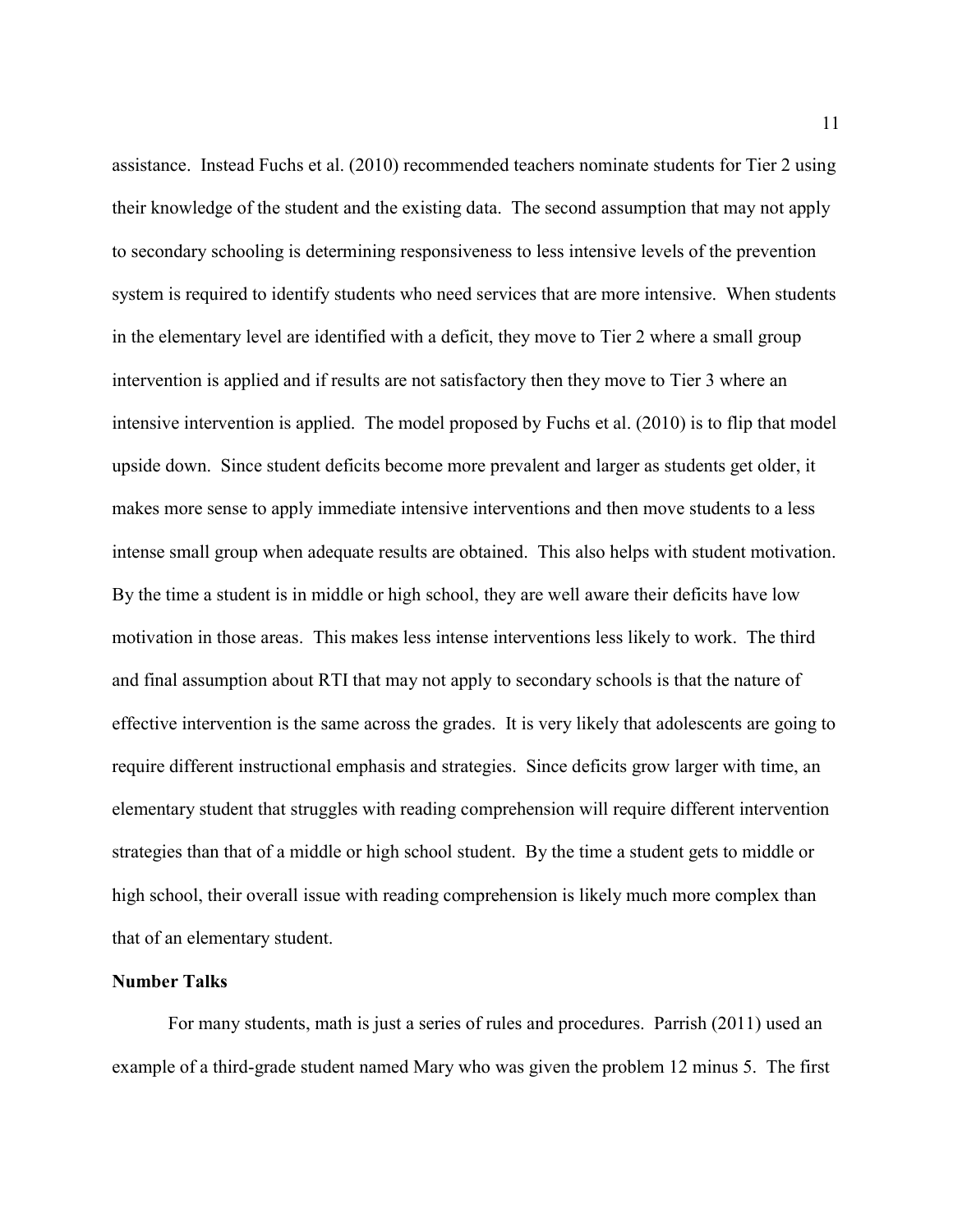assistance. Instead Fuchs et al. (2010) recommended teachers nominate students for Tier 2 using their knowledge of the student and the existing data. The second assumption that may not apply to secondary schooling is determining responsiveness to less intensive levels of the prevention system is required to identify students who need services that are more intensive. When students in the elementary level are identified with a deficit, they move to Tier 2 where a small group intervention is applied and if results are not satisfactory then they move to Tier 3 where an intensive intervention is applied. The model proposed by Fuchs et al. (2010) is to flip that model upside down. Since student deficits become more prevalent and larger as students get older, it makes more sense to apply immediate intensive interventions and then move students to a less intense small group when adequate results are obtained. This also helps with student motivation. By the time a student is in middle or high school, they are well aware their deficits have low motivation in those areas. This makes less intense interventions less likely to work. The third and final assumption about RTI that may not apply to secondary schools is that the nature of effective intervention is the same across the grades. It is very likely that adolescents are going to require different instructional emphasis and strategies. Since deficits grow larger with time, an elementary student that struggles with reading comprehension will require different intervention strategies than that of a middle or high school student. By the time a student gets to middle or high school, their overall issue with reading comprehension is likely much more complex than that of an elementary student.

**Number Talks**

For many students, math is just a series of rules and procedures. Parrish (2011) used an example of a third-grade student named Mary who was given the problem 12 minus 5. The first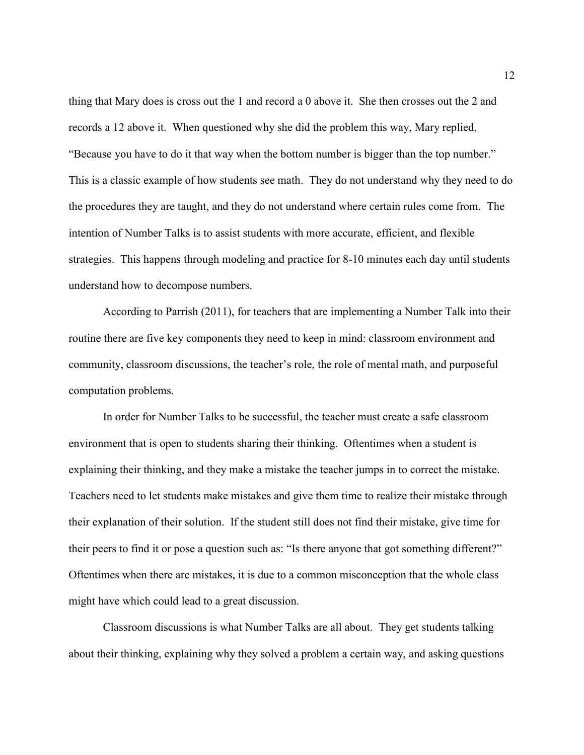thing that Mary does is cross out the 1 and record a 0 above it. She then crosses out the 2 and records a 12 above it. When questioned why she did the problem this way, Mary replied, "Because you have to do it that way when the bottom number is bigger than the top number." This is a classic example of how students see math. They do not understand why they need to do the procedures they are taught, and they do not understand where certain rules come from. The intention of Number Talks is to assist students with more accurate, efficient, and flexible strategies. This happens through modeling and practice for 8-10 minutes each day until students understand how to decompose numbers.

According to Parrish (2011), for teachers that are implementing a Number Talk into their routine there are five key components they need to keep in mind: classroom environment and community, classroom discussions, the teacher's role, the role of mental math, and purposeful computation problems.

In order for Number Talks to be successful, the teacher must create a safe classroom environment that is open to students sharing their thinking. Oftentimes when a student is explaining their thinking, and they make a mistake the teacher jumps in to correct the mistake. Teachers need to let students make mistakes and give them time to realize their mistake through their explanation of their solution. If the student still does not find their mistake, give time for their peers to find it or pose a question such as: "Is there anyone that got something different?" Oftentimes when there are mistakes, it is due to a common misconception that the whole class might have which could lead to a great discussion.

Classroom discussions is what Number Talks are all about. They get students talking about their thinking, explaining why they solved a problem a certain way, and asking questions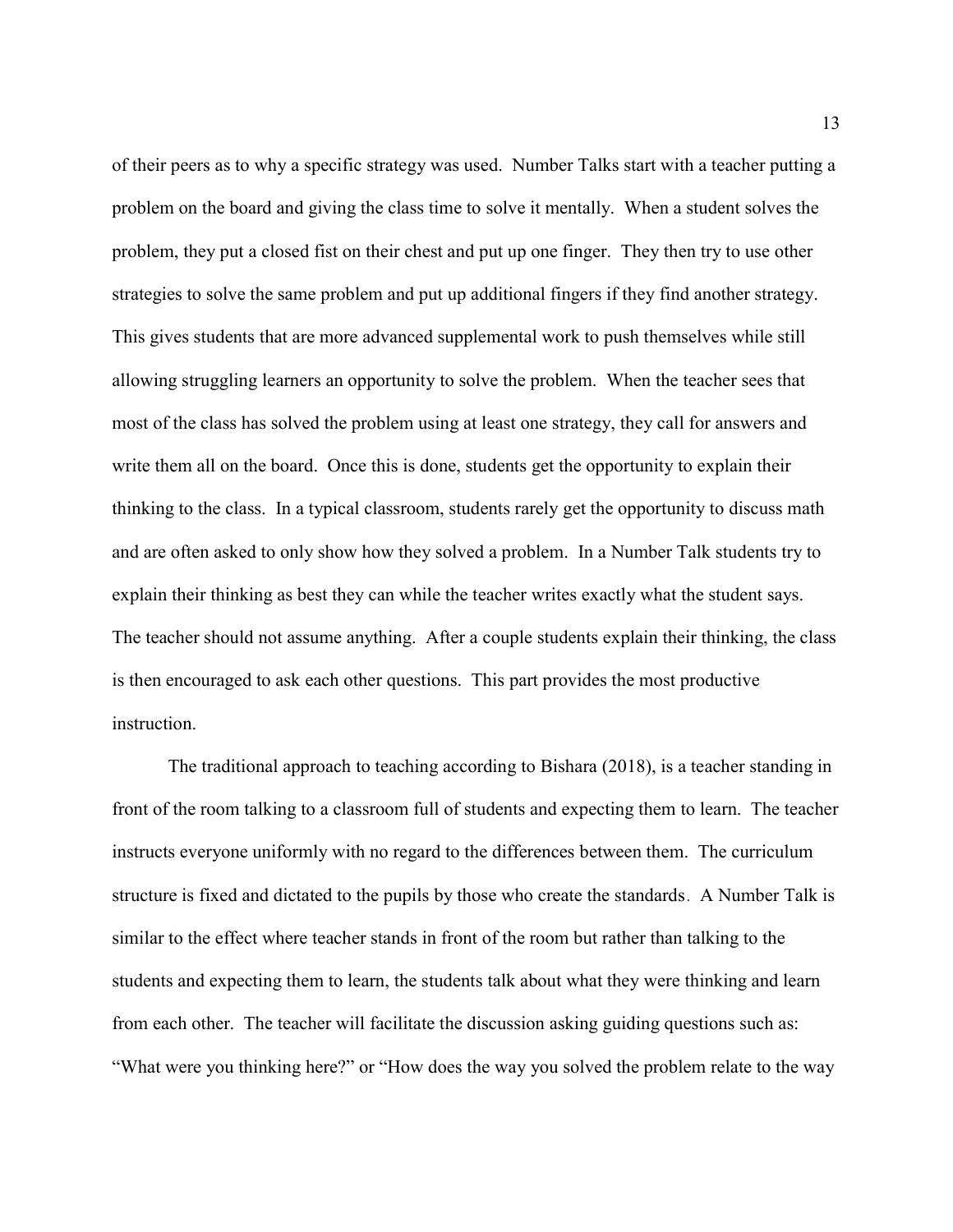of their peers as to why a specific strategy was used. Number Talks start with a teacher putting a problem on the board and giving the class time to solve it mentally. When a student solves the problem, they put a closed fist on their chest and put up one finger. They then try to use other strategies to solve the same problem and put up additional fingers if they find another strategy. This gives students that are more advanced supplemental work to push themselves while still allowing struggling learners an opportunity to solve the problem. When the teacher sees that most of the class has solved the problem using at least one strategy, they call for answers and write them all on the board. Once this is done, students get the opportunity to explain their thinking to the class. In a typical classroom, students rarely get the opportunity to discuss math and are often asked to only show how they solved a problem. In a Number Talk students try to explain their thinking as best they can while the teacher writes exactly what the student says. The teacher should not assume anything. After a couple students explain their thinking, the class is then encouraged to ask each other questions. This part provides the most productive instruction.

The traditional approach to teaching according to Bishara (2018), is a teacher standing in front of the room talking to a classroom full of students and expecting them to learn. The teacher instructs everyone uniformly with no regard to the differences between them. The curriculum structure is fixed and dictated to the pupils by those who create the standards. A Number Talk is similar to the effect where teacher stands in front of the room but rather than talking to the students and expecting them to learn, the students talk about what they were thinking and learn from each other. The teacher will facilitate the discussion asking guiding questions such as: "What were you thinking here?" or "How does the way you solved the problem relate to the way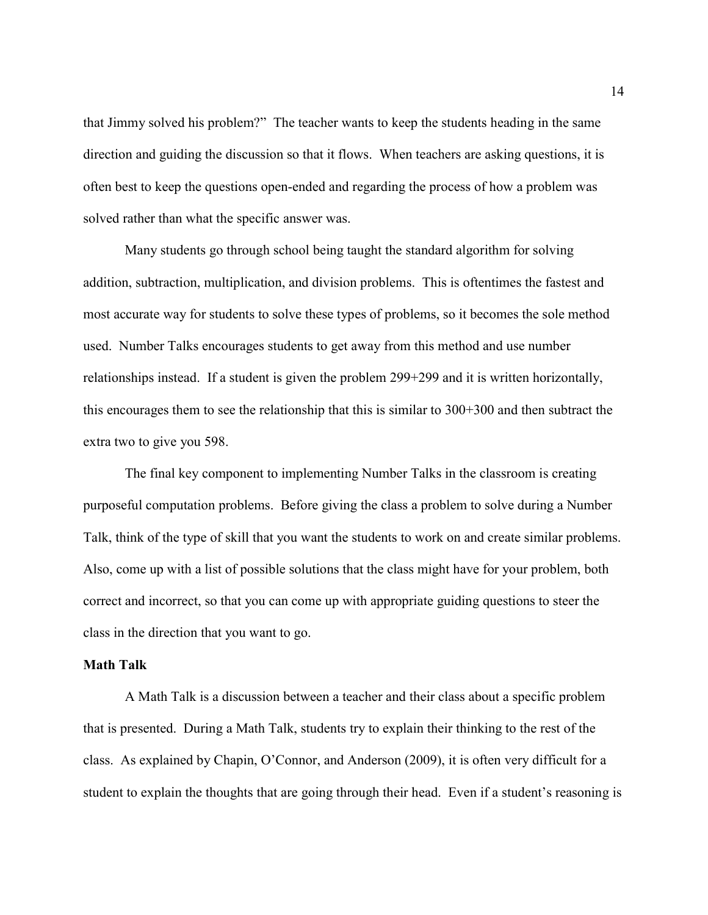that Jimmy solved his problem?" The teacher wants to keep the students heading in the same direction and guiding the discussion so that it flows. When teachers are asking questions, it is often best to keep the questions open-ended and regarding the process of how a problem was solved rather than what the specific answer was.

Many students go through school being taught the standard algorithm for solving addition, subtraction, multiplication, and division problems. This is oftentimes the fastest and most accurate way for students to solve these types of problems, so it becomes the sole method used. Number Talks encourages students to get away from this method and use number relationships instead. If a student is given the problem 299+299 and it is written horizontally, this encourages them to see the relationship that this is similar to 300+300 and then subtract the extra two to give you 598.

The final key component to implementing Number Talks in the classroom is creating purposeful computation problems. Before giving the class a problem to solve during a Number Talk, think of the type of skill that you want the students to work on and create similar problems. Also, come up with a list of possible solutions that the class might have for your problem, both correct and incorrect, so that you can come up with appropriate guiding questions to steer the class in the direction that you want to go.

**Math Talk**

A Math Talk is a discussion between a teacher and their class about a specific problem that is presented. During a Math Talk, students try to explain their thinking to the rest of the class. As explained by Chapin, O'Connor, and Anderson (2009), it is often very difficult for a student to explain the thoughts that are going through their head. Even if a student's reasoning is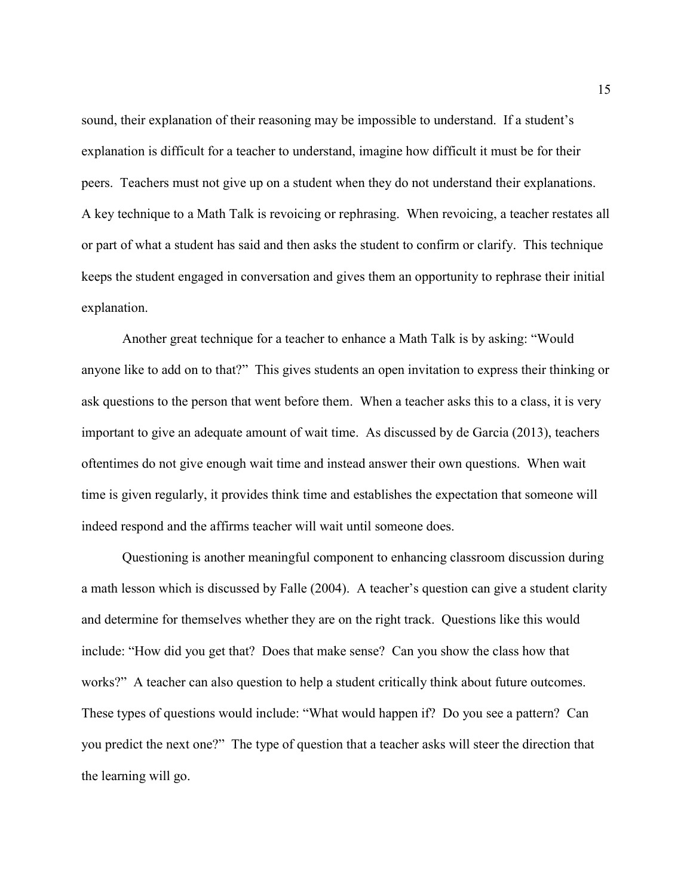sound, their explanation of their reasoning may be impossible to understand. If a student's explanation is difficult for a teacher to understand, imagine how difficult it must be for their peers. Teachers must not give up on a student when they do not understand their explanations. A key technique to a Math Talk is revoicing or rephrasing. When revoicing, a teacher restates all or part of what a student has said and then asks the student to confirm or clarify. This technique keeps the student engaged in conversation and gives them an opportunity to rephrase their initial explanation.

Another great technique for a teacher to enhance a Math Talk is by asking: "Would anyone like to add on to that?" This gives students an open invitation to express their thinking or ask questions to the person that went before them. When a teacher asks this to a class, it is very important to give an adequate amount of wait time. As discussed by de Garcia (2013), teachers oftentimes do not give enough wait time and instead answer their own questions. When wait time is given regularly, it provides think time and establishes the expectation that someone will indeed respond and the affirms teacher will wait until someone does.

Questioning is another meaningful component to enhancing classroom discussion during a math lesson which is discussed by Falle (2004). A teacher's question can give a student clarity and determine for themselves whether they are on the right track. Questions like this would include: "How did you get that? Does that make sense? Can you show the class how that works?" A teacher can also question to help a student critically think about future outcomes. These types of questions would include: "What would happen if? Do you see a pattern? Can you predict the next one?" The type of question that a teacher asks will steer the direction that the learning will go.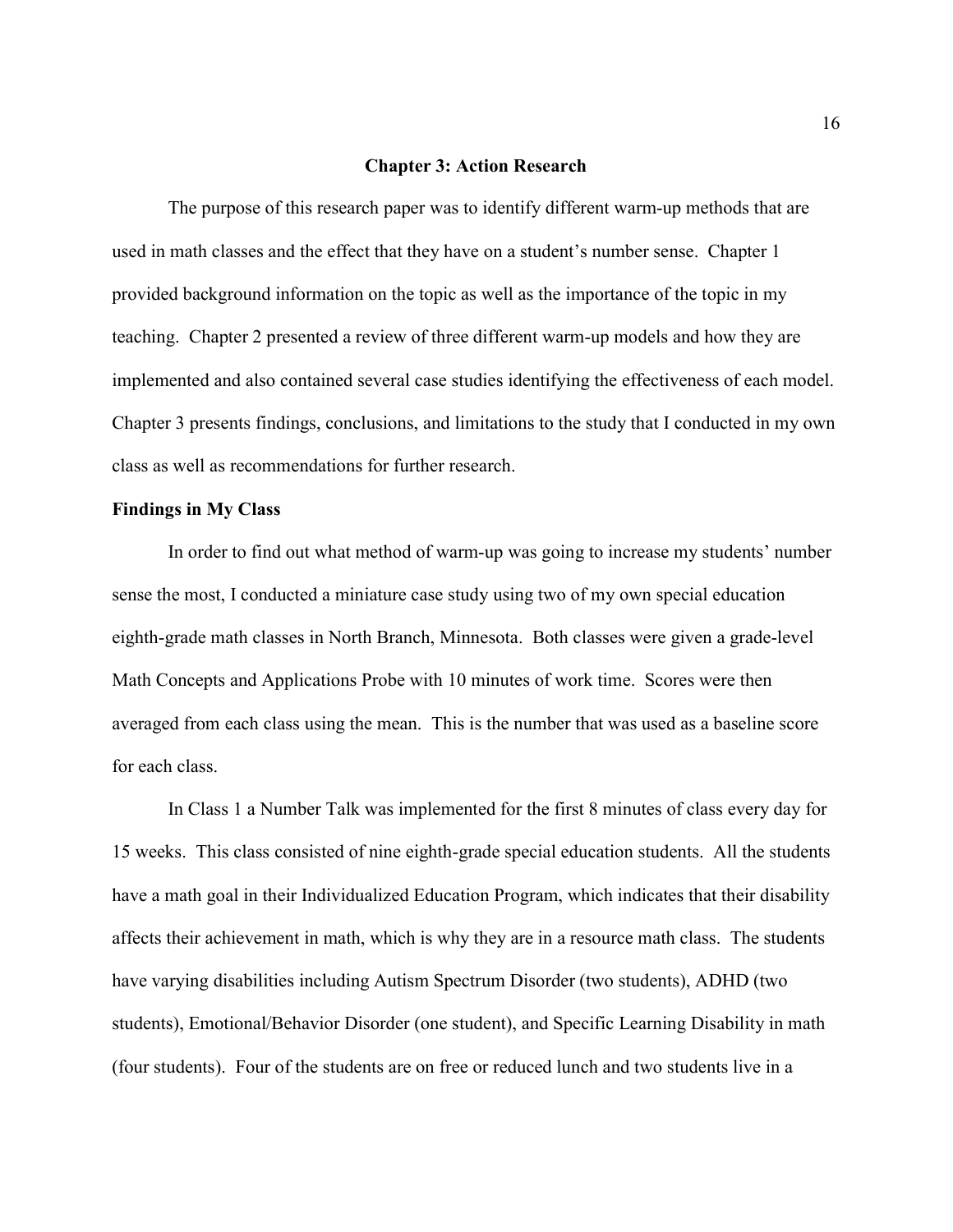# Chapter 3: Action Research

The purpose of this research paper was to identify different warm-up methods that are used in math classes and the effect that they have on a student's number sense. Chapter 1 provided background information on the topic as well as the importance of the topic in my teaching. Chapter 2 presented a review of three different warm-up models and how they are implemented and also contained several case studies identifying the effectiveness of each model. Chapter 3 presents findings, conclusions, and limitations to the study that I conducted in my own class as well as recommendations for further research.

## Findings in My Class

In order to find out what method of warm-up was going to increase my students' number sense the most, I conducted a miniature case study using two of my own special education eighth-grade math classes in North Branch, Minnesota. Both classes were given a grade-level Math Concepts and Applications Probe with 10 minutes of work time. Scores were then averaged from each class using the mean. This is the number that was used as a baseline score for each class.

In Class 1 a Number Talk was implemented for the first 8 minutes of class every day for 15 weeks. This class consisted of nine eighth-grade special education students. All the students have a math goal in their Individualized Education Program, which indicates that their disability affects their achievement in math, which is why they are in a resource math class. The students have varying disabilities including Autism Spectrum Disorder (two students), ADHD (two students), Emotional/Behavior Disorder (one student), and Specific Learning Disability in math (four students). Four of the students are on free or reduced lunch and two students live in a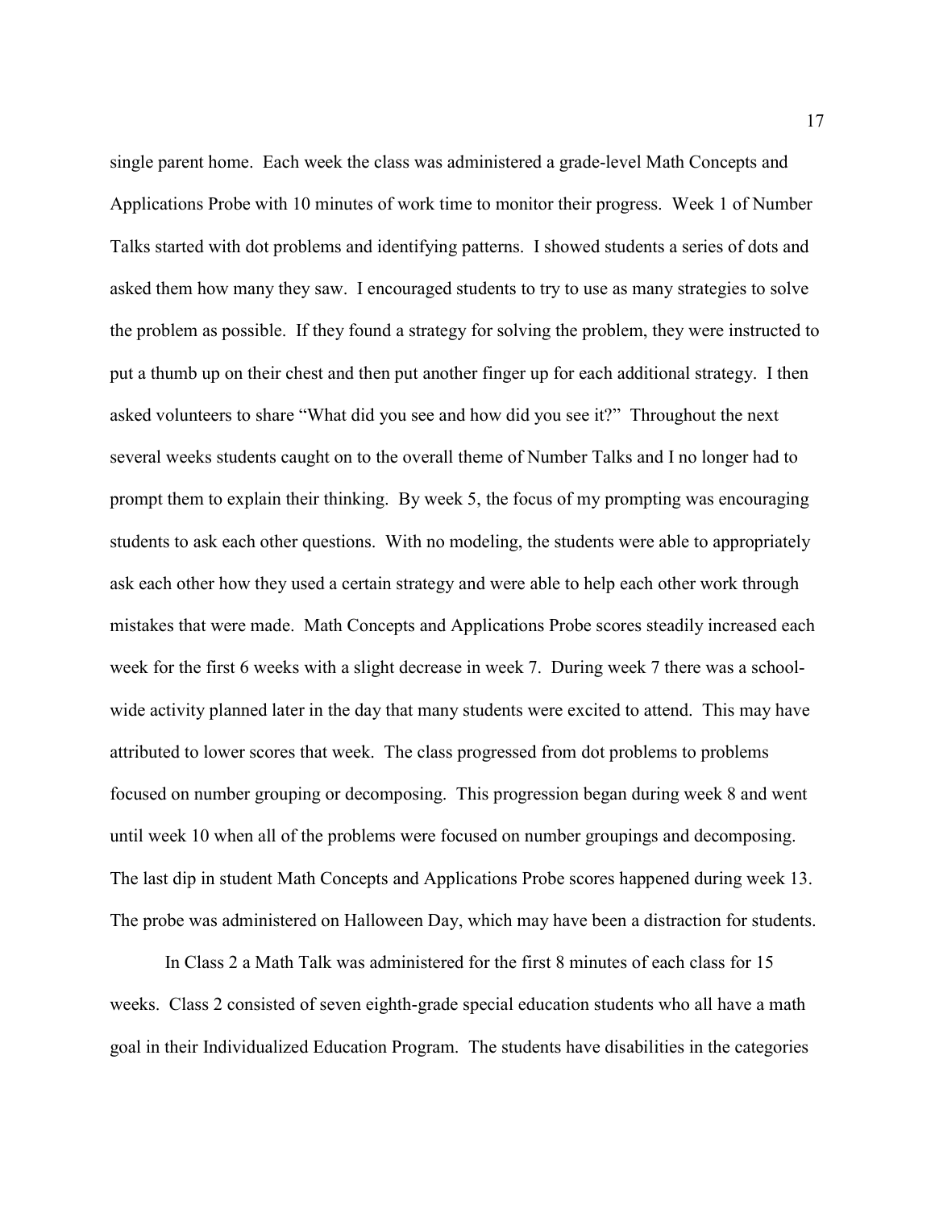single parent home. Each week the class was administered a grade-level Math Concepts and Applications Probe with 10 minutes of work time to monitor their progress. Week 1 of Number Talks started with dot problems and identifying patterns. I showed students a series of dots and asked them how many they saw. I encouraged students to try to use as many strategies to solve the problem as possible. If they found a strategy for solving the problem, they were instructed to put a thumb up on their chest and then put another finger up for each additional strategy. I then asked volunteers to share "What did you see and how did you see it?" Throughout the next several weeks students caught on to the overall theme of Number Talks and I no longer had to prompt them to explain their thinking. By week 5, the focus of my prompting was encouraging students to ask each other questions. With no modeling, the students were able to appropriately ask each other how they used a certain strategy and were able to help each other work through mistakes that were made. Math Concepts and Applications Probe scores steadily increased each week for the first 6 weeks with a slight decrease in week 7. During week 7 there was a school-wide activity planned later in the day that many students were excited to attend. This may have attributed to lower scores that week. The class progressed from dot problems to problems focused on number grouping or decomposing. This progression began during week 8 and went until week 10 when all of the problems were focused on number groupings and decomposing. The last dip in student Math Concepts and Applications Probe scores happened during week 13. The probe was administered on Halloween Day, which may have been a distraction for students.

In Class 2 a Math Talk was administered for the first 8 minutes of each class for 15 weeks. Class 2 consisted of seven eighth-grade special education students who all have a math goal in their Individualized Education Program. The students have disabilities in the categories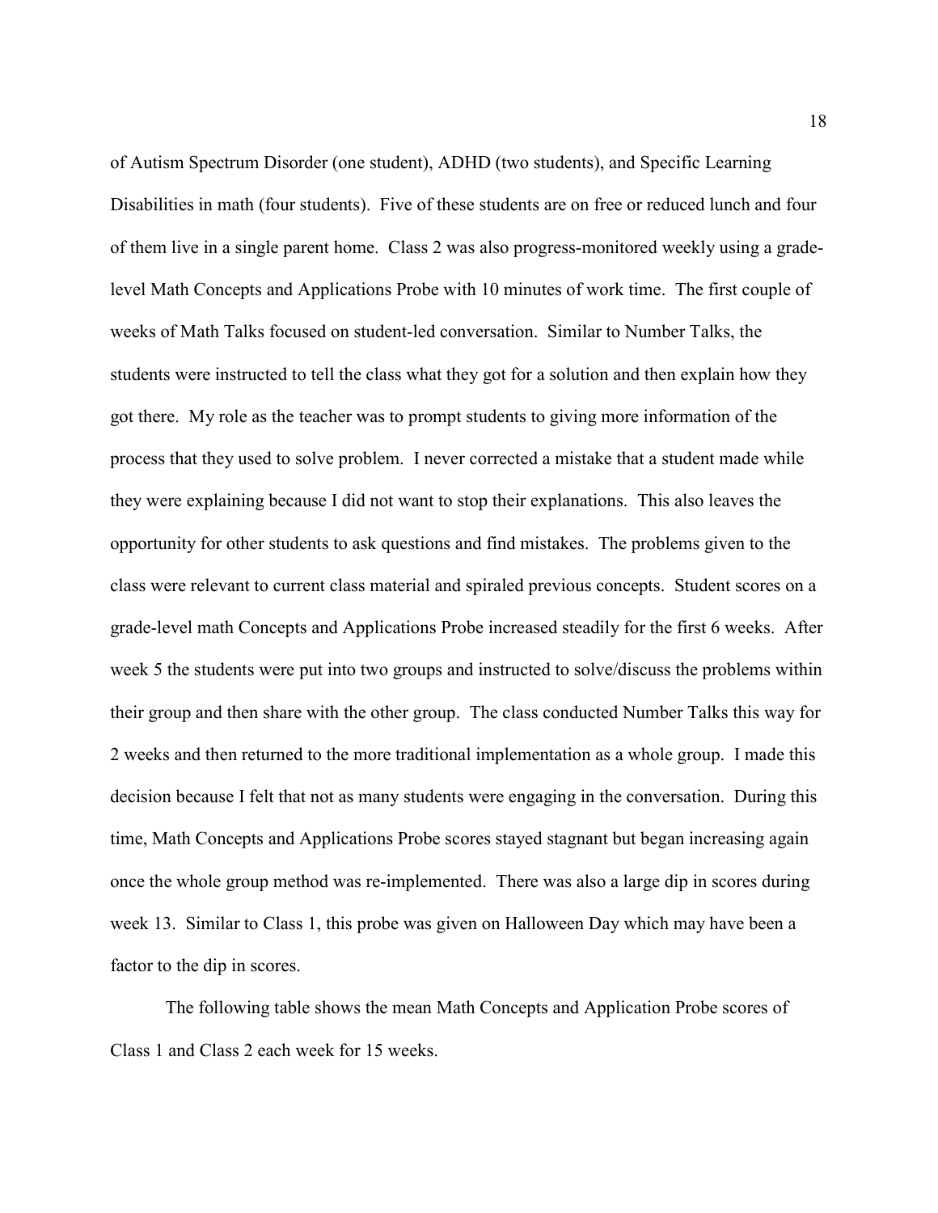of Autism Spectrum Disorder (one student), ADHD (two students), and Specific Learning Disabilities in math (four students). Five of these students are on free or reduced lunch and four of them live in a single parent home. Class 2 was also progress-monitored weekly using a grade-level Math Concepts and Applications Probe with 10 minutes of work time. The first couple of weeks of Math Talks focused on student-led conversation. Similar to Number Talks, the students were instructed to tell the class what they got for a solution and then explain how they got there. My role as the teacher was to prompt students to giving more information of the process that they used to solve problem. I never corrected a mistake that a student made while they were explaining because I did not want to stop their explanations. This also leaves the opportunity for other students to ask questions and find mistakes. The problems given to the class were relevant to current class material and spiraled previous concepts. Student scores on a grade-level math Concepts and Applications Probe increased steadily for the first 6 weeks. After week 5 the students were put into two groups and instructed to solve/discuss the problems within their group and then share with the other group. The class conducted Number Talks this way for 2 weeks and then returned to the more traditional implementation as a whole group. I made this decision because I felt that not as many students were engaging in the conversation. During this time, Math Concepts and Applications Probe scores stayed stagnant but began increasing again once the whole group method was re-implemented. There was also a large dip in scores during week 13. Similar to Class 1, this probe was given on Halloween Day which may have been a factor to the dip in scores.

The following table shows the mean Math Concepts and Application Probe scores of Class 1 and Class 2 each week for 15 weeks.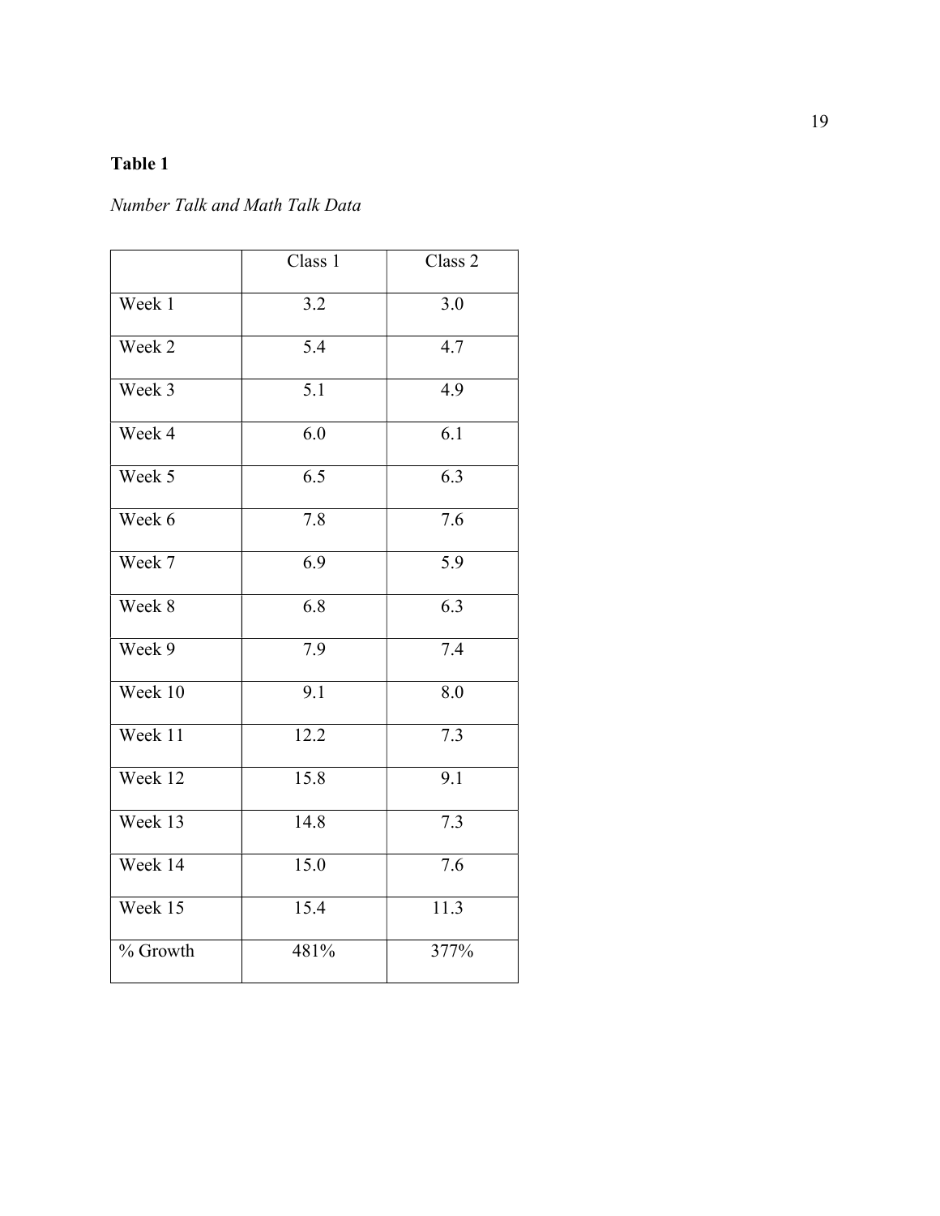**Table 1**

*Number Talk and Math Talk Data*

| | Class 1 | Class 2 |
|---|---|---|
| Week 1 | 3.2 | 3.0 |
| Week 2 | 5.4 | 4.7 |
| Week 3 | 5.1 | 4.9 |
| Week 4 | 6.0 | 6.1 |
| Week 5 | 6.5 | 6.3 |
| Week 6 | 7.8 | 7.6 |
| Week 7 | 6.9 | 5.9 |
| Week 8 | 6.8 | 6.3 |
| Week 9 | 7.9 | 7.4 |
| Week 10 | 9.1 | 8.0 |
| Week 11 | 12.2 | 7.3 |
| Week 12 | 15.8 | 9.1 |
| Week 13 | 14.8 | 7.3 |
| Week 14 | 15.0 | 7.6 |
| Week 15 | 15.4 | 11.3 |
| % Growth | 481% | 377% |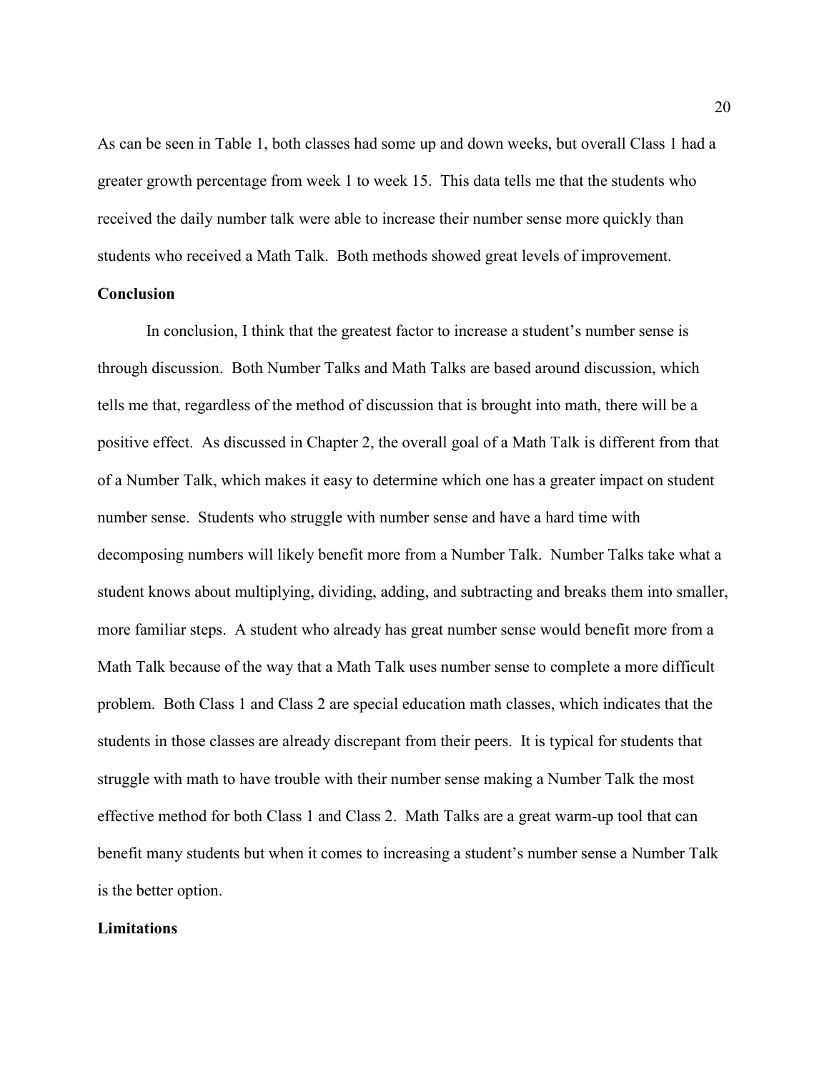As can be seen in Table 1, both classes had some up and down weeks, but overall Class 1 had a greater growth percentage from week 1 to week 15. This data tells me that the students who received the daily number talk were able to increase their number sense more quickly than students who received a Math Talk. Both methods showed great levels of improvement.

## Conclusion

In conclusion, I think that the greatest factor to increase a student's number sense is through discussion. Both Number Talks and Math Talks are based around discussion, which tells me that, regardless of the method of discussion that is brought into math, there will be a positive effect. As discussed in Chapter 2, the overall goal of a Math Talk is different from that of a Number Talk, which makes it easy to determine which one has a greater impact on student number sense. Students who struggle with number sense and have a hard time with decomposing numbers will likely benefit more from a Number Talk. Number Talks take what a student knows about multiplying, dividing, adding, and subtracting and breaks them into smaller, more familiar steps. A student who already has great number sense would benefit more from a Math Talk because of the way that a Math Talk uses number sense to complete a more difficult problem. Both Class 1 and Class 2 are special education math classes, which indicates that the students in those classes are already discrepant from their peers. It is typical for students that struggle with math to have trouble with their number sense making a Number Talk the most effective method for both Class 1 and Class 2. Math Talks are a great warm-up tool that can benefit many students but when it comes to increasing a student's number sense a Number Talk is the better option.

## Limitations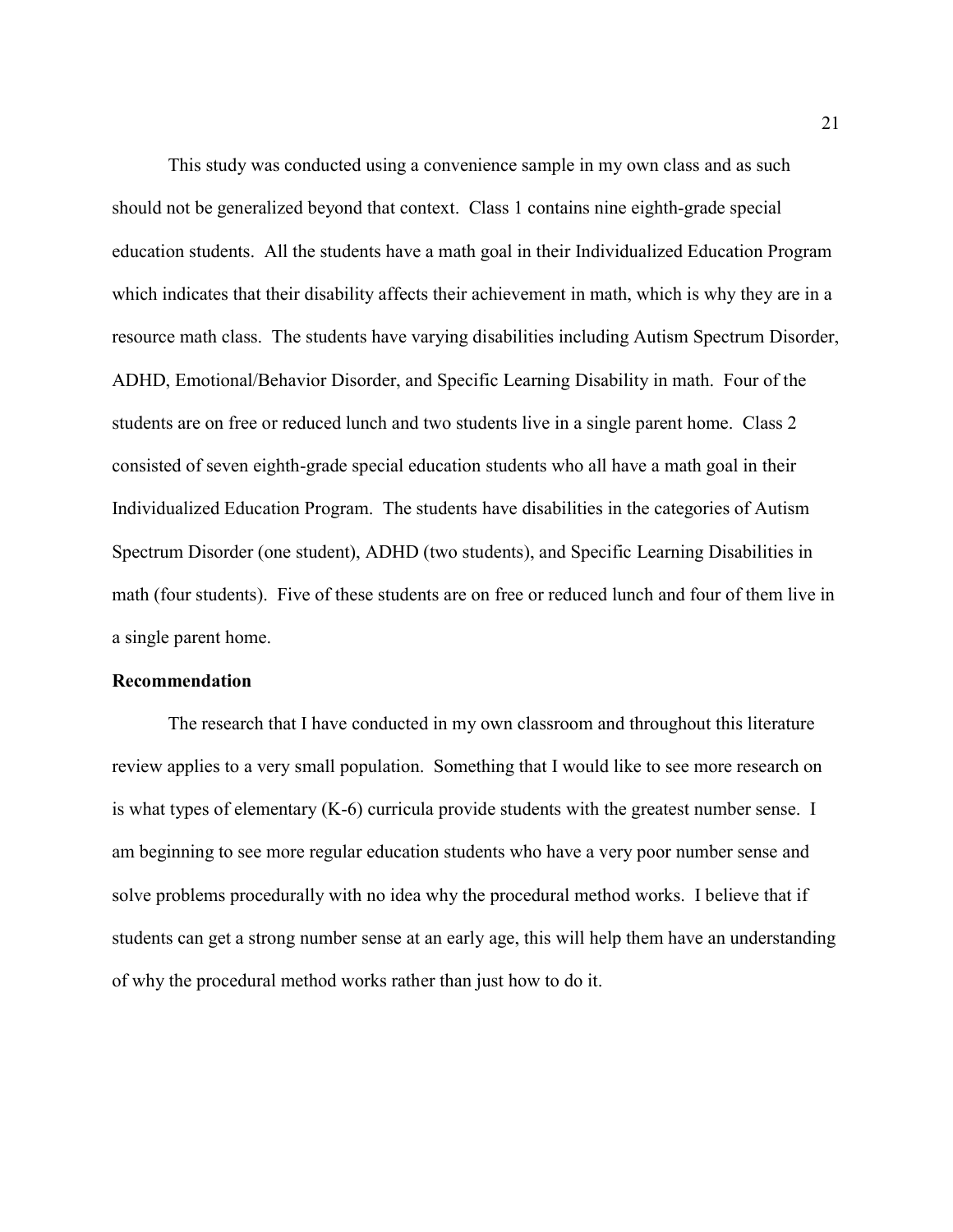This study was conducted using a convenience sample in my own class and as such should not be generalized beyond that context. Class 1 contains nine eighth-grade special education students. All the students have a math goal in their Individualized Education Program which indicates that their disability affects their achievement in math, which is why they are in a resource math class. The students have varying disabilities including Autism Spectrum Disorder, ADHD, Emotional/Behavior Disorder, and Specific Learning Disability in math. Four of the students are on free or reduced lunch and two students live in a single parent home. Class 2 consisted of seven eighth-grade special education students who all have a math goal in their Individualized Education Program. The students have disabilities in the categories of Autism Spectrum Disorder (one student), ADHD (two students), and Specific Learning Disabilities in math (four students). Five of these students are on free or reduced lunch and four of them live in a single parent home.

**Recommendation**

The research that I have conducted in my own classroom and throughout this literature review applies to a very small population. Something that I would like to see more research on is what types of elementary (K-6) curricula provide students with the greatest number sense. I am beginning to see more regular education students who have a very poor number sense and solve problems procedurally with no idea why the procedural method works. I believe that if students can get a strong number sense at an early age, this will help them have an understanding of why the procedural method works rather than just how to do it.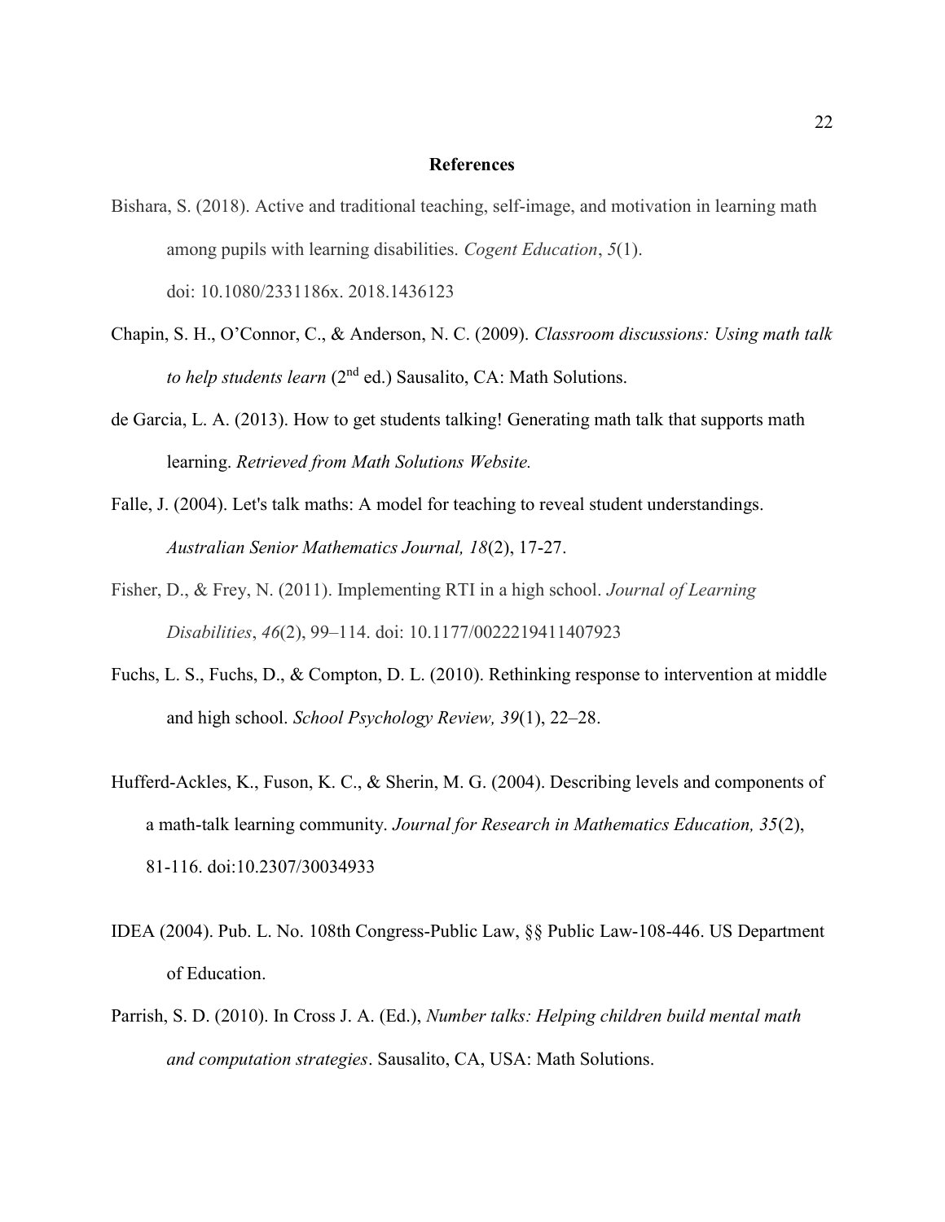## References

Bishara, S. (2018). Active and traditional teaching, self-image, and motivation in learning math among pupils with learning disabilities. *Cogent Education*, *5*(1). doi: 10.1080/2331186x. 2018.1436123

Chapin, S. H., O'Connor, C., & Anderson, N. C. (2009). *Classroom discussions: Using math talk to help students learn* (2nd ed.) Sausalito, CA: Math Solutions.

de Garcia, L. A. (2013). How to get students talking! Generating math talk that supports math learning. *Retrieved from Math Solutions Website.*

Falle, J. (2004). Let's talk maths: A model for teaching to reveal student understandings. *Australian Senior Mathematics Journal, 18*(2), 17-27.

Fisher, D., & Frey, N. (2011). Implementing RTI in a high school. *Journal of Learning Disabilities*, *46*(2), 99–114. doi: 10.1177/0022219411407923

Fuchs, L. S., Fuchs, D., & Compton, D. L. (2010). Rethinking response to intervention at middle and high school. *School Psychology Review, 39*(1), 22–28.

Hufferd-Ackles, K., Fuson, K. C., & Sherin, M. G. (2004). Describing levels and components of a math-talk learning community. *Journal for Research in Mathematics Education, 35*(2), 81-116. doi:10.2307/30034933

IDEA (2004). Pub. L. No. 108th Congress-Public Law, §§ Public Law-108-446. US Department of Education.

Parrish, S. D. (2010). In Cross J. A. (Ed.), *Number talks: Helping children build mental math and computation strategies*. Sausalito, CA, USA: Math Solutions.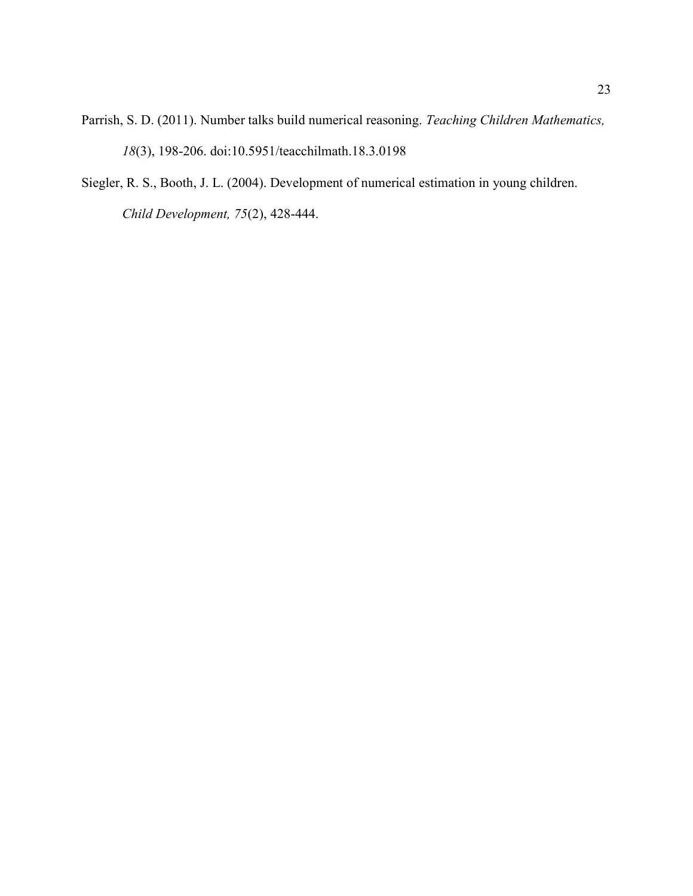Parrish, S. D. (2011). Number talks build numerical reasoning. *Teaching Children Mathematics, 18*(3), 198-206. doi:10.5951/teacchilmath.18.3.0198

Siegler, R. S., Booth, J. L. (2004). Development of numerical estimation in young children. *Child Development, 75*(2), 428-444.